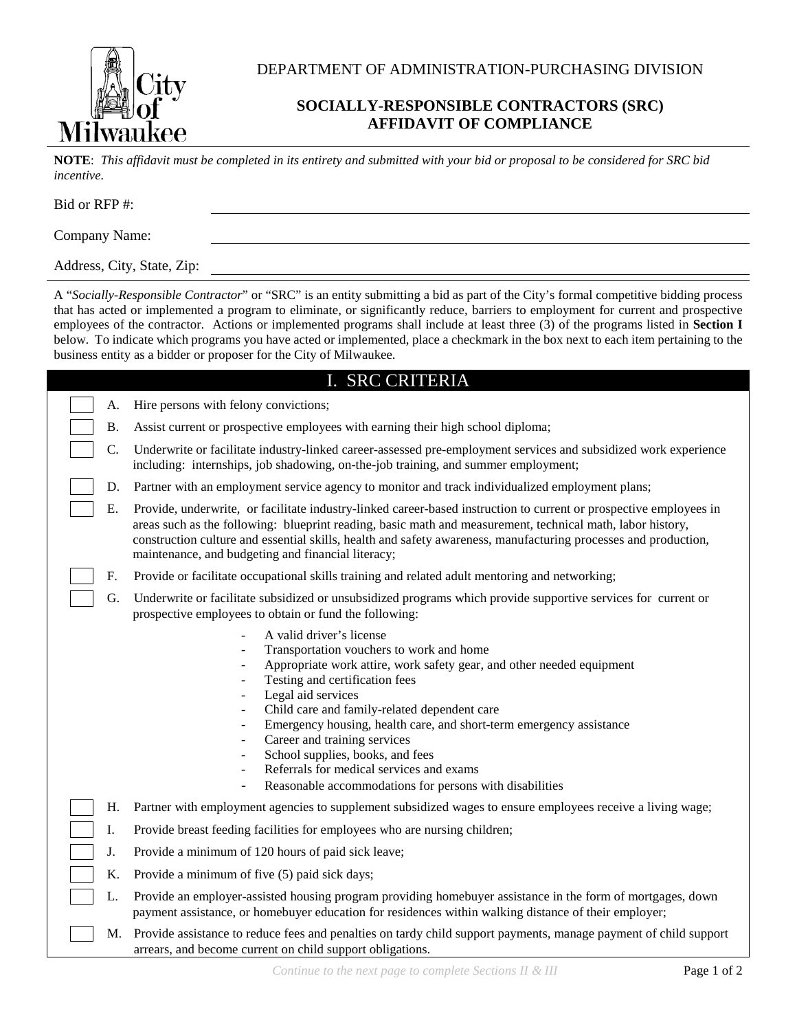DEPARTMENT OF ADMINISTRATION-PURCHASING DIVISION

# SOCIALLY-RESPONSIBLE CONTRACTORS (SRC) AFFIDAVIT OF COMPLIANCE

**NOTE**: *This affidavit must be completed in its entirety and submitted with your bid or proposal to be considered for SRC bid incentive.*

Bid or RFP #: ______________________________

Company Name: ______________________________

Address, City, State, Zip: ______________________________

A "*Socially-Responsible Contractor*" or "SRC" is an entity submitting a bid as part of the City's formal competitive bidding process that has acted or implemented a program to eliminate, or significantly reduce, barriers to employment for current and prospective employees of the contractor. Actions or implemented programs shall include at least three (3) of the programs listed in **Section I** below. To indicate which programs you have acted or implemented, place a checkmark in the box next to each item pertaining to the business entity as a bidder or proposer for the City of Milwaukee.

## I. SRC CRITERIA

- ☐ A. Hire persons with felony convictions;
- ☐ B. Assist current or prospective employees with earning their high school diploma;
- ☐ C. Underwrite or facilitate industry-linked career-assessed pre-employment services and subsidized work experience including: internships, job shadowing, on-the-job training, and summer employment;
- ☐ D. Partner with an employment service agency to monitor and track individualized employment plans;
- ☐ E. Provide, underwrite, or facilitate industry-linked career-based instruction to current or prospective employees in areas such as the following: blueprint reading, basic math and measurement, technical math, labor history, construction culture and essential skills, health and safety awareness, manufacturing processes and production, maintenance, and budgeting and financial literacy;
- ☐ F. Provide or facilitate occupational skills training and related adult mentoring and networking;
- ☐ G. Underwrite or facilitate subsidized or unsubsidized programs which provide supportive services for current or prospective employees to obtain or fund the following:
  - A valid driver's license
  - Transportation vouchers to work and home
  - Appropriate work attire, work safety gear, and other needed equipment
  - Testing and certification fees
  - Legal aid services
  - Child care and family-related dependent care
  - Emergency housing, health care, and short-term emergency assistance
  - Career and training services
  - School supplies, books, and fees
  - Referrals for medical services and exams
  - Reasonable accommodations for persons with disabilities
- ☐ H. Partner with employment agencies to supplement subsidized wages to ensure employees receive a living wage;
- ☐ I. Provide breast feeding facilities for employees who are nursing children;
- ☐ J. Provide a minimum of 120 hours of paid sick leave;
- ☐ K. Provide a minimum of five (5) paid sick days;
- ☐ L. Provide an employer-assisted housing program providing homebuyer assistance in the form of mortgages, down payment assistance, or homebuyer education for residences within walking distance of their employer;
- ☐ M. Provide assistance to reduce fees and penalties on tardy child support payments, manage payment of child support arrears, and become current on child support obligations.

*Continue to the next page to complete Sections II & III*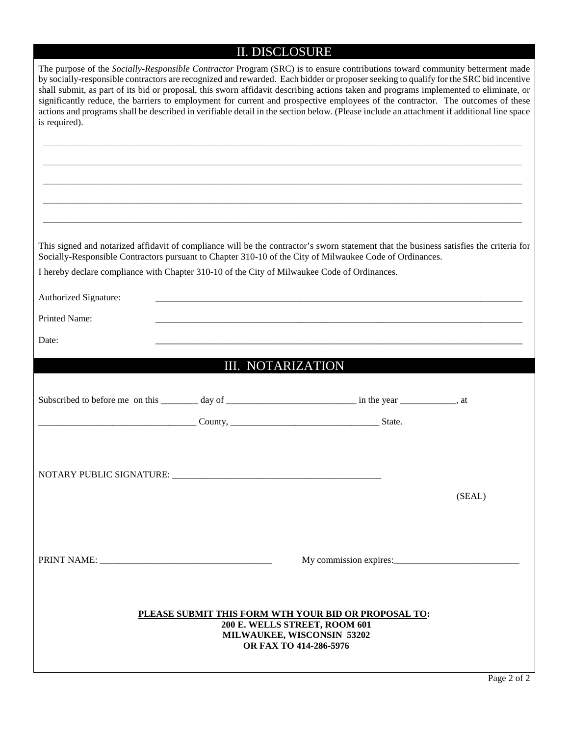## II. DISCLOSURE

The purpose of the *Socially-Responsible Contractor* Program (SRC) is to ensure contributions toward community betterment made by socially-responsible contractors are recognized and rewarded. Each bidder or proposer seeking to qualify for the SRC bid incentive shall submit, as part of its bid or proposal, this sworn affidavit describing actions taken and programs implemented to eliminate, or significantly reduce, the barriers to employment for current and prospective employees of the contractor. The outcomes of these actions and programs shall be described in verifiable detail in the section below. (Please include an attachment if additional line space is required).

_______________________________________________________________________________________________

_______________________________________________________________________________________________

_______________________________________________________________________________________________

_______________________________________________________________________________________________

_______________________________________________________________________________________________

This signed and notarized affidavit of compliance will be the contractor's sworn statement that the business satisfies the criteria for Socially-Responsible Contractors pursuant to Chapter 310-10 of the City of Milwaukee Code of Ordinances.

I hereby declare compliance with Chapter 310-10 of the City of Milwaukee Code of Ordinances.

Authorized Signature: ____________________________________________________________________________

Printed Name: ____________________________________________________________________________

Date: ____________________________________________________________________________

## III. NOTARIZATION

Subscribed to before me on this ________ day of ___________________________ in the year ____________, at

__________________________________ County, ________________________________ State.

NOTARY PUBLIC SIGNATURE: _____________________________________________

(SEAL)

PRINT NAME: _____________________________________ My commission expires:___________________________

**PLEASE SUBMIT THIS FORM WTH YOUR BID OR PROPOSAL TO:**
**200 E. WELLS STREET, ROOM 601**
**MILWAUKEE, WISCONSIN 53202**
**OR FAX TO 414-286-5976**